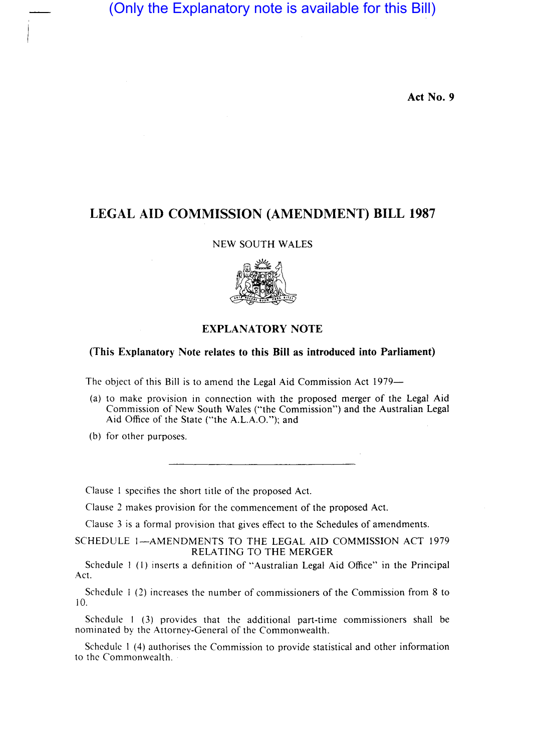(Only the Explanatory note is available for this Bill)

**Act No. 9**

# LEGAL AID COMMISSION (AMENDMENT) BILL 1987

NEW SOUTH WALES

## EXPLANATORY NOTE

**(This Explanatory Note relates to this Bill as introduced into Parliament)**

The object of this Bill is to amend the Legal Aid Commission Act 1979—

(a) to make provision in connection with the proposed merger of the Legal Aid Commission of New South Wales ("the Commission") and the Australian Legal Aid Office of the State ("the A.L.A.O."); and

(b) for other purposes.

---

Clause 1 specifies the short title of the proposed Act.

Clause 2 makes provision for the commencement of the proposed Act.

Clause 3 is a formal provision that gives effect to the Schedules of amendments.

SCHEDULE 1—AMENDMENTS TO THE LEGAL AID COMMISSION ACT 1979 RELATING TO THE MERGER

Schedule 1 (1) inserts a definition of "Australian Legal Aid Office" in the Principal Act.

Schedule 1 (2) increases the number of commissioners of the Commission from 8 to 10.

Schedule 1 (3) provides that the additional part-time commissioners shall be nominated by the Attorney-General of the Commonwealth.

Schedule 1 (4) authorises the Commission to provide statistical and other information to the Commonwealth.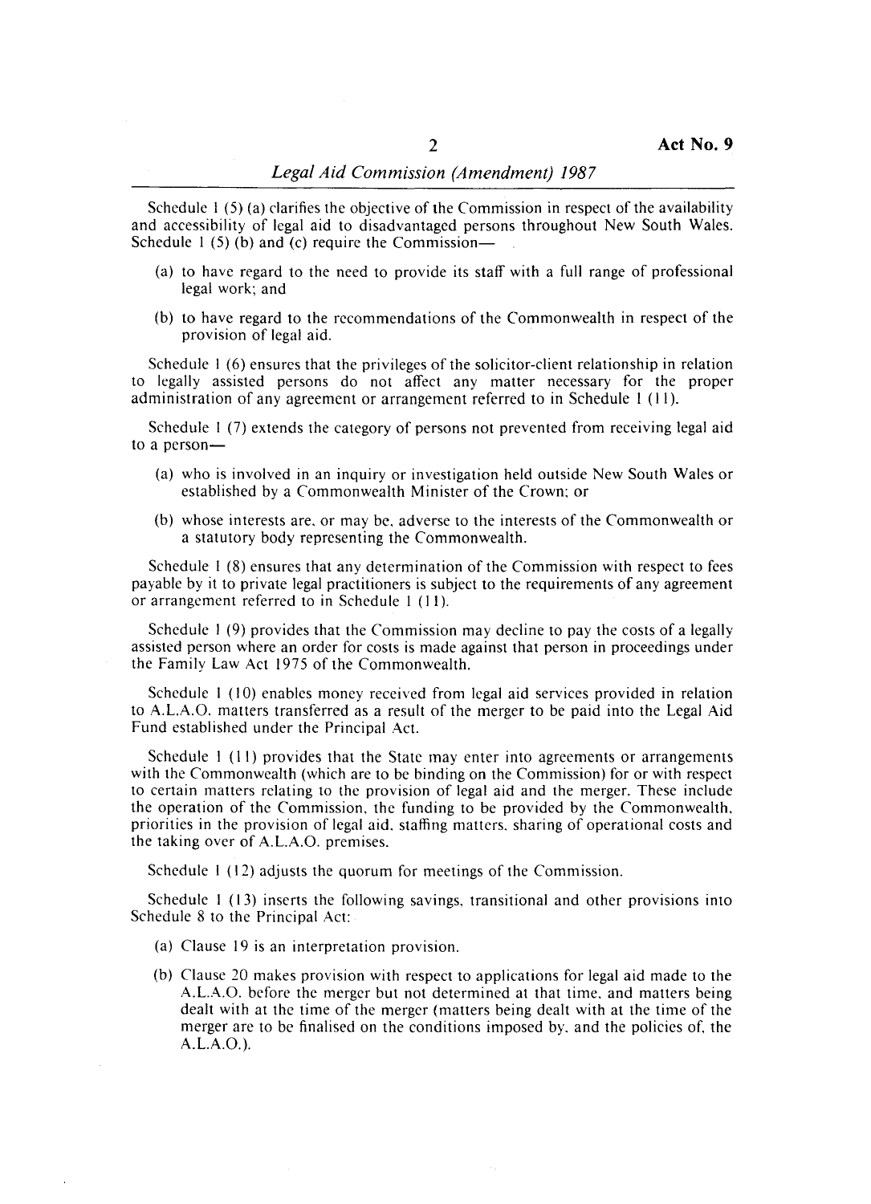Schedule 1 (5) (a) clarifies the objective of the Commission in respect of the availability and accessibility of legal aid to disadvantaged persons throughout New South Wales. Schedule 1 (5) (b) and (c) require the Commission—

(a) to have regard to the need to provide its staff with a full range of professional legal work; and

(b) to have regard to the recommendations of the Commonwealth in respect of the provision of legal aid.

Schedule 1 (6) ensures that the privileges of the solicitor-client relationship in relation to legally assisted persons do not affect any matter necessary for the proper administration of any agreement or arrangement referred to in Schedule 1 (11).

Schedule 1 (7) extends the category of persons not prevented from receiving legal aid to a person—

(a) who is involved in an inquiry or investigation held outside New South Wales or established by a Commonwealth Minister of the Crown; or

(b) whose interests are, or may be, adverse to the interests of the Commonwealth or a statutory body representing the Commonwealth.

Schedule 1 (8) ensures that any determination of the Commission with respect to fees payable by it to private legal practitioners is subject to the requirements of any agreement or arrangement referred to in Schedule 1 (11).

Schedule 1 (9) provides that the Commission may decline to pay the costs of a legally assisted person where an order for costs is made against that person in proceedings under the Family Law Act 1975 of the Commonwealth.

Schedule 1 (10) enables money received from legal aid services provided in relation to A.L.A.O. matters transferred as a result of the merger to be paid into the Legal Aid Fund established under the Principal Act.

Schedule 1 (11) provides that the State may enter into agreements or arrangements with the Commonwealth (which are to be binding on the Commission) for or with respect to certain matters relating to the provision of legal aid and the merger. These include the operation of the Commission, the funding to be provided by the Commonwealth, priorities in the provision of legal aid, staffing matters, sharing of operational costs and the taking over of A.L.A.O. premises.

Schedule 1 (12) adjusts the quorum for meetings of the Commission.

Schedule 1 (13) inserts the following savings, transitional and other provisions into Schedule 8 to the Principal Act:

(a) Clause 19 is an interpretation provision.

(b) Clause 20 makes provision with respect to applications for legal aid made to the A.L.A.O. before the merger but not determined at that time, and matters being dealt with at the time of the merger (matters being dealt with at the time of the merger are to be finalised on the conditions imposed by, and the policies of, the A.L.A.O.).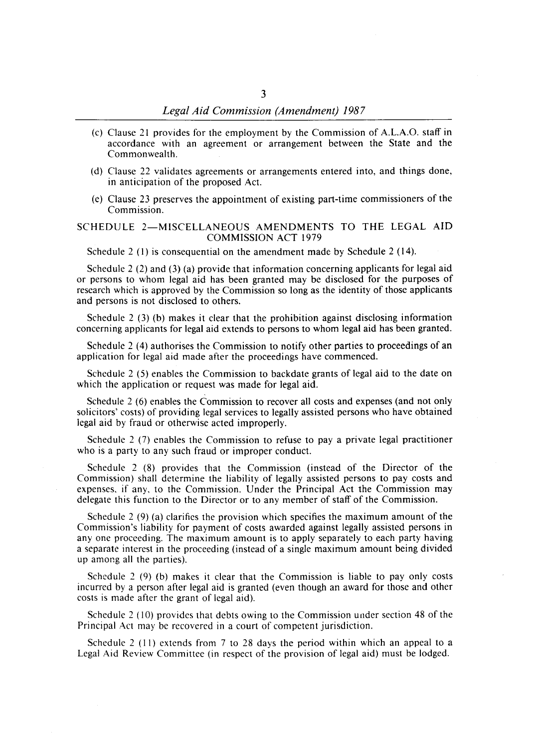(c) Clause 21 provides for the employment by the Commission of A.L.A.O. staff in accordance with an agreement or arrangement between the State and the Commonwealth.

(d) Clause 22 validates agreements or arrangements entered into, and things done, in anticipation of the proposed Act.

(e) Clause 23 preserves the appointment of existing part-time commissioners of the Commission.

## SCHEDULE 2—MISCELLANEOUS AMENDMENTS TO THE LEGAL AID COMMISSION ACT 1979

Schedule 2 (1) is consequential on the amendment made by Schedule 2 (14).

Schedule 2 (2) and (3) (a) provide that information concerning applicants for legal aid or persons to whom legal aid has been granted may be disclosed for the purposes of research which is approved by the Commission so long as the identity of those applicants and persons is not disclosed to others.

Schedule 2 (3) (b) makes it clear that the prohibition against disclosing information concerning applicants for legal aid extends to persons to whom legal aid has been granted.

Schedule 2 (4) authorises the Commission to notify other parties to proceedings of an application for legal aid made after the proceedings have commenced.

Schedule 2 (5) enables the Commission to backdate grants of legal aid to the date on which the application or request was made for legal aid.

Schedule 2 (6) enables the Commission to recover all costs and expenses (and not only solicitors' costs) of providing legal services to legally assisted persons who have obtained legal aid by fraud or otherwise acted improperly.

Schedule 2 (7) enables the Commission to refuse to pay a private legal practitioner who is a party to any such fraud or improper conduct.

Schedule 2 (8) provides that the Commission (instead of the Director of the Commission) shall determine the liability of legally assisted persons to pay costs and expenses, if any, to the Commission. Under the Principal Act the Commission may delegate this function to the Director or to any member of staff of the Commission.

Schedule 2 (9) (a) clarifies the provision which specifies the maximum amount of the Commission's liability for payment of costs awarded against legally assisted persons in any one proceeding. The maximum amount is to apply separately to each party having a separate interest in the proceeding (instead of a single maximum amount being divided up among all the parties).

Schedule 2 (9) (b) makes it clear that the Commission is liable to pay only costs incurred by a person after legal aid is granted (even though an award for those and other costs is made after the grant of legal aid).

Schedule 2 (10) provides that debts owing to the Commission under section 48 of the Principal Act may be recovered in a court of competent jurisdiction.

Schedule 2 (11) extends from 7 to 28 days the period within which an appeal to a Legal Aid Review Committee (in respect of the provision of legal aid) must be lodged.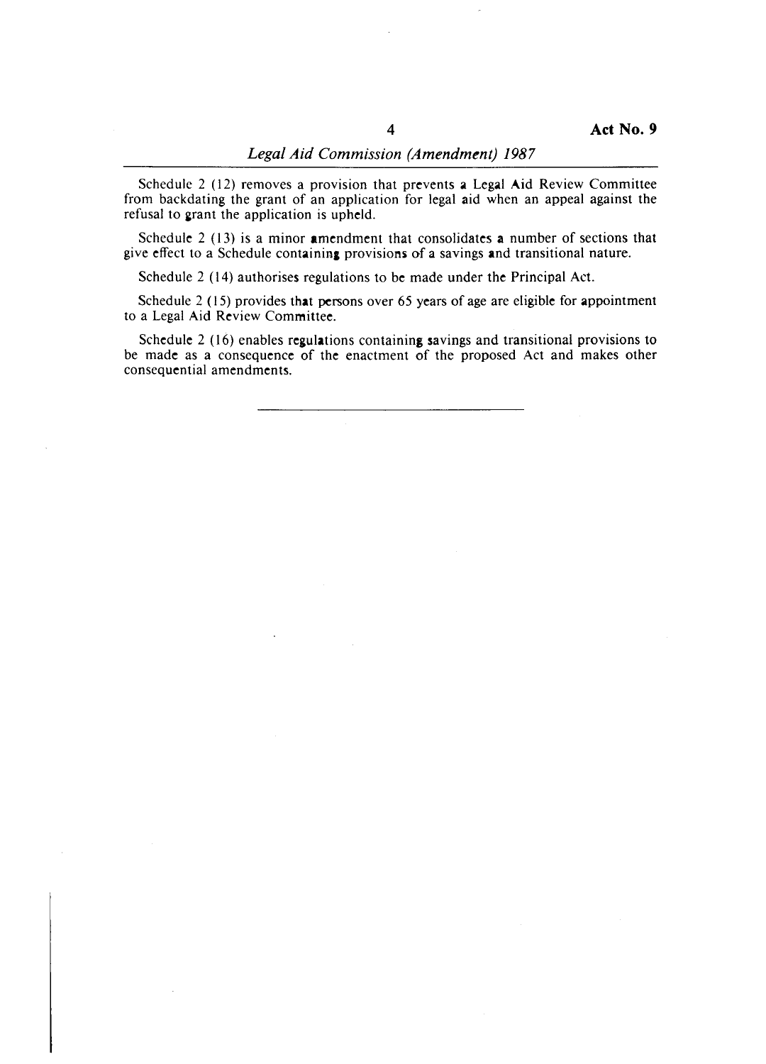Schedule 2 (12) removes a provision that prevents a Legal Aid Review Committee from backdating the grant of an application for legal aid when an appeal against the refusal to grant the application is upheld.

Schedule 2 (13) is a minor amendment that consolidates a number of sections that give effect to a Schedule containing provisions of a savings and transitional nature.

Schedule 2 (14) authorises regulations to be made under the Principal Act.

Schedule 2 (15) provides that persons over 65 years of age are eligible for appointment to a Legal Aid Review Committee.

Schedule 2 (16) enables regulations containing savings and transitional provisions to be made as a consequence of the enactment of the proposed Act and makes other consequential amendments.